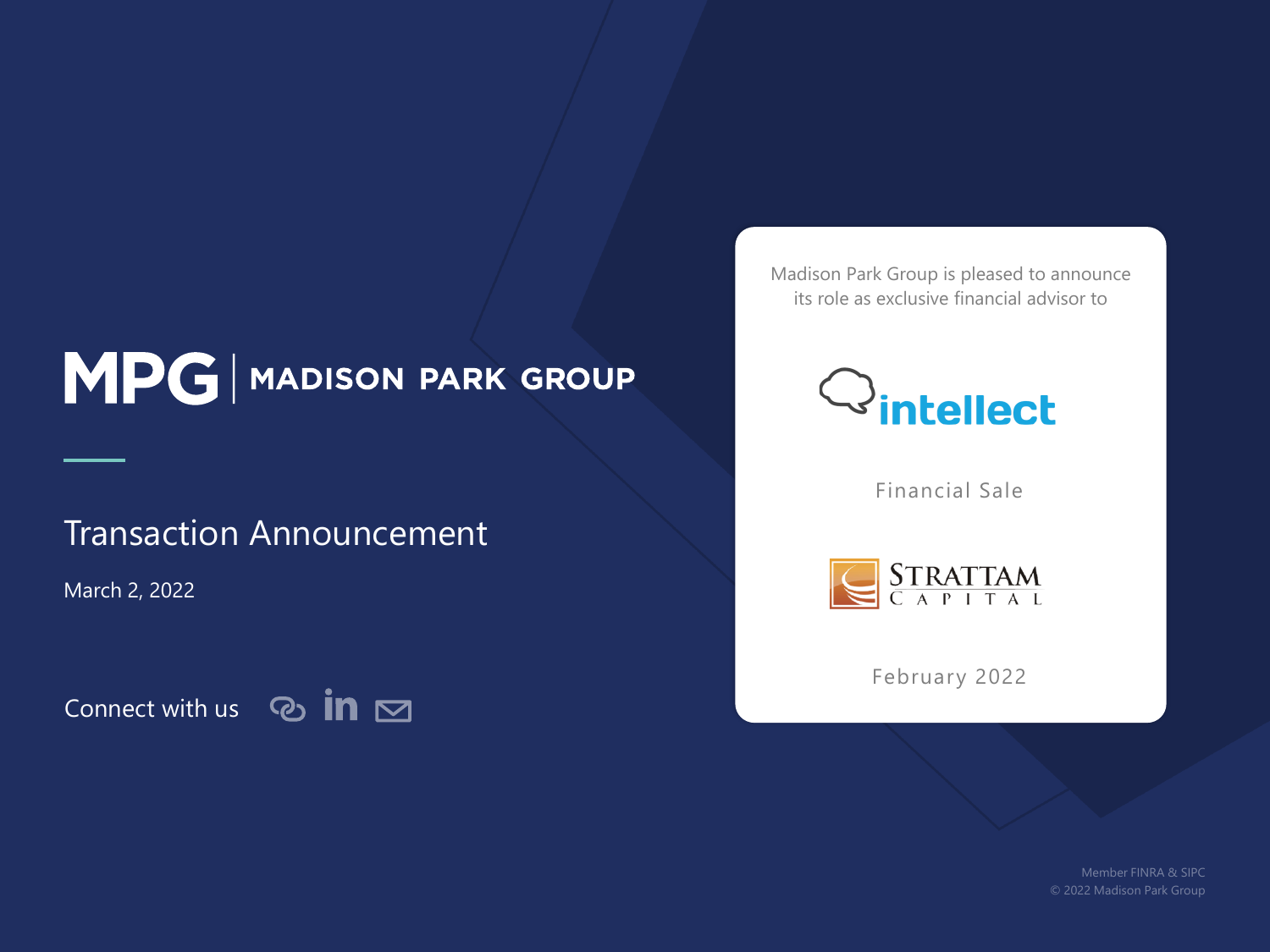# MPG | MADISON PARK GROUP

## Transaction Announcement

March 2, 2022

Connect with us

Madison Park Group is pleased to announce its role as exclusive financial advisor to

intellect

Financial Sale

STRATTAM CAPITAL

February 2022

Member FINRA & SIPC
© 2022 Madison Park Group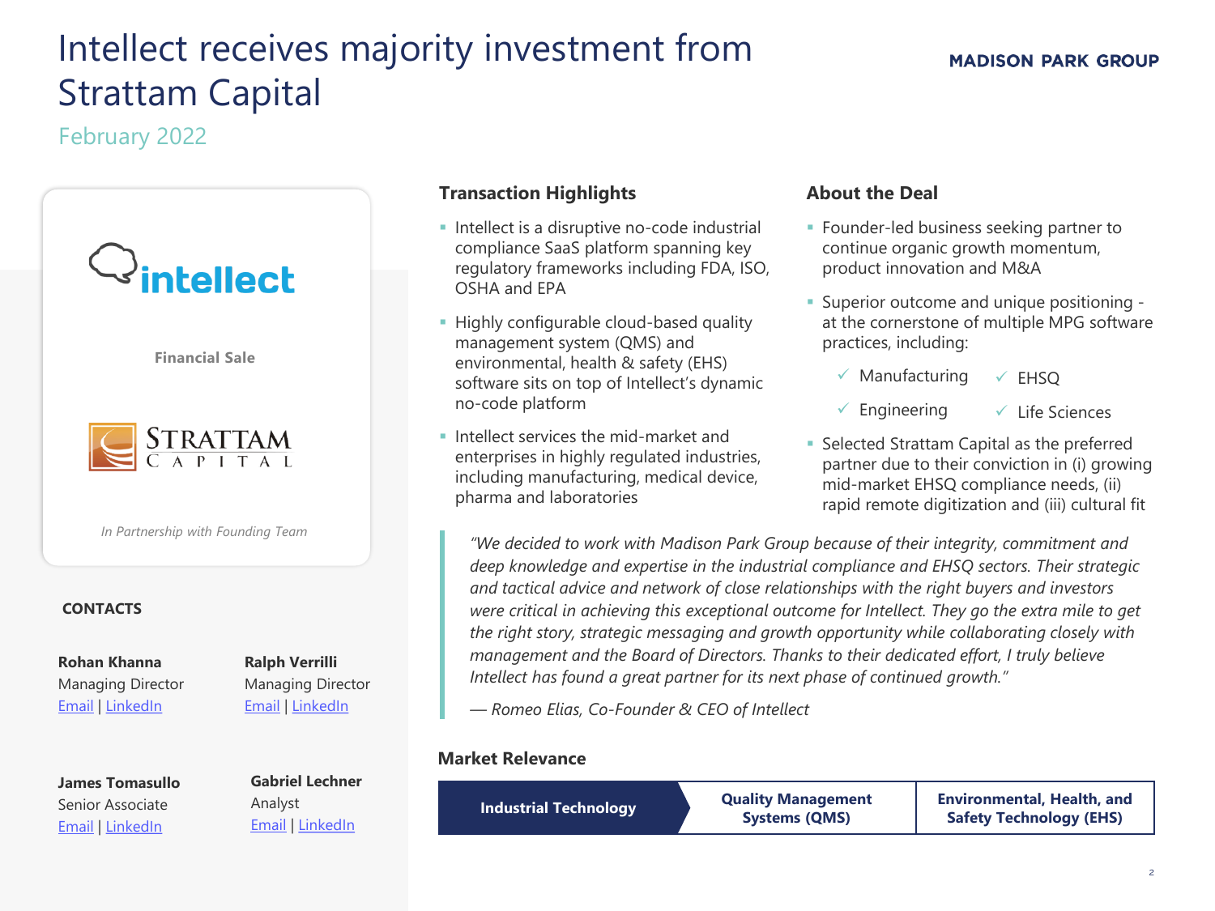# Intellect receives majority investment from Strattam Capital

February 2022

MADISON PARK GROUP

intellect

Financial Sale

STRATTAM CAPITAL

*In Partnership with Founding Team*

## CONTACTS

**Rohan Khanna**
Managing Director
Email | LinkedIn

**Ralph Verrilli**
Managing Director
Email | LinkedIn

**James Tomasullo**
Senior Associate
Email | LinkedIn

**Gabriel Lechner**
Analyst
Email | LinkedIn

### Transaction Highlights

- Intellect is a disruptive no-code industrial compliance SaaS platform spanning key regulatory frameworks including FDA, ISO, OSHA and EPA
- Highly configurable cloud-based quality management system (QMS) and environmental, health & safety (EHS) software sits on top of Intellect's dynamic no-code platform
- Intellect services the mid-market and enterprises in highly regulated industries, including manufacturing, medical device, pharma and laboratories

### About the Deal

- Founder-led business seeking partner to continue organic growth momentum, product innovation and M&A
- Superior outcome and unique positioning - at the cornerstone of multiple MPG software practices, including:
  - ✓ Manufacturing
  - ✓ EHSQ
  - ✓ Engineering
  - ✓ Life Sciences
- Selected Strattam Capital as the preferred partner due to their conviction in (i) growing mid-market EHSQ compliance needs, (ii) rapid remote digitization and (iii) cultural fit

> *"We decided to work with Madison Park Group because of their integrity, commitment and deep knowledge and expertise in the industrial compliance and EHSQ sectors. Their strategic and tactical advice and network of close relationships with the right buyers and investors were critical in achieving this exceptional outcome for Intellect. They go the extra mile to get the right story, strategic messaging and growth opportunity while collaborating closely with management and the Board of Directors. Thanks to their dedicated effort, I truly believe Intellect has found a great partner for its next phase of continued growth."*
>
> *— Romeo Elias, Co-Founder & CEO of Intellect*

### Market Relevance

**Industrial Technology** | **Quality Management Systems (QMS)** | **Environmental, Health, and Safety Technology (EHS)**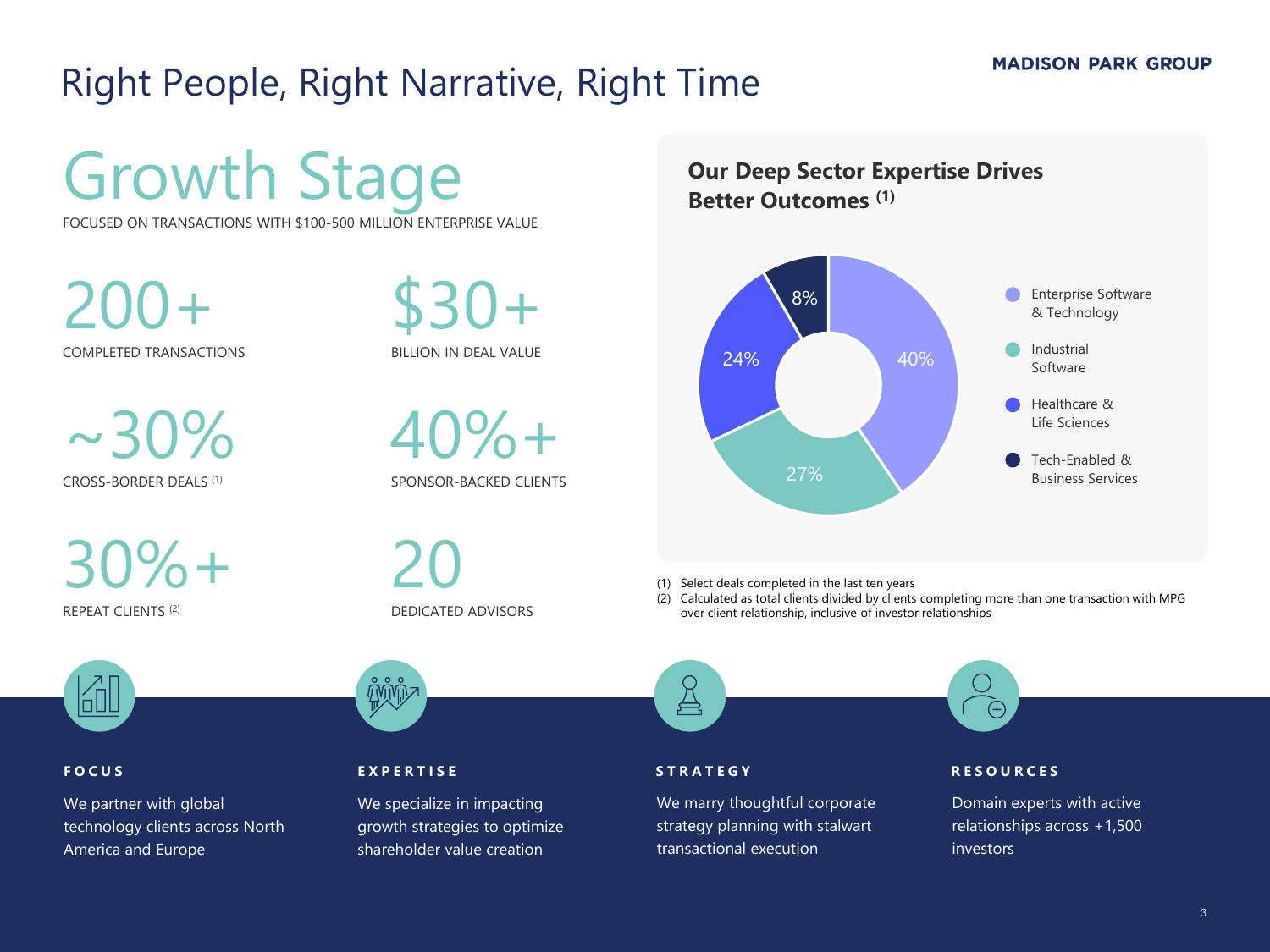MADISON PARK GROUP

# Right People, Right Narrative, Right Time

## Growth Stage

FOCUSED ON TRANSACTIONS WITH $100-500 MILLION ENTERPRISE VALUE

**200+**
COMPLETED TRANSACTIONS

**$30+**
BILLION IN DEAL VALUE

**~30%**
CROSS-BORDER DEALS [1]

**40%+**
SPONSOR-BACKED CLIENTS

**30%+**
REPEAT CLIENTS [2]

**20**
DEDICATED ADVISORS

### Our Deep Sector Expertise Drives Better Outcomes [1]

40%
27%
24%
8%

Enterprise Software & Technology
Industrial Software
Healthcare & Life Sciences
Tech-Enabled & Business Services

(1) Select deals completed in the last ten years
(2) Calculated as total clients divided by clients completing more than one transaction with MPG over client relationship, inclusive of investor relationships

**FOCUS**

We partner with global technology clients across North America and Europe

**EXPERTISE**

We specialize in impacting growth strategies to optimize shareholder value creation

**STRATEGY**

We marry thoughtful corporate strategy planning with stalwart transactional execution

**RESOURCES**

Domain experts with active relationships across +1,500 investors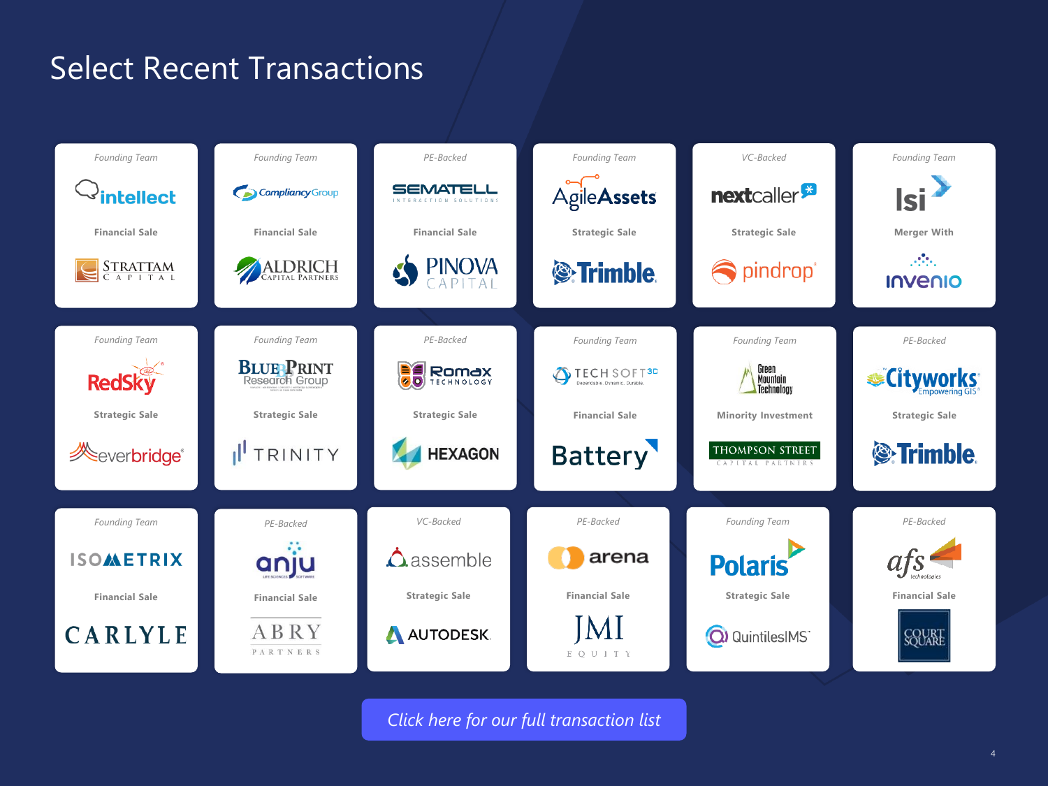# Select Recent Transactions

| Type | Company | Transaction | Counterparty |
|---|---|---|---|
| Founding Team | intellect | Financial Sale | Strattam Capital |
| Founding Team | Compliancy Group | Financial Sale | Aldrich Capital Partners |
| PE-Backed | Sematell Interaction Solutions | Financial Sale | Pinova Capital |
| Founding Team | AgileAssets | Strategic Sale | Trimble |
| VC-Backed | nextcaller | Strategic Sale | pindrop |
| Founding Team | lsi | Merger With | invenio |
| Founding Team | RedSky | Strategic Sale | everbridge |
| Founding Team | BluePrint Research Group | Strategic Sale | Trinity |
| PE-Backed | Romax Technology | Strategic Sale | Hexagon |
| Founding Team | Tech Soft 3D | Financial Sale | Battery |
| Founding Team | Green Mountain Technology | Minority Investment | Thompson Street Capital Partners |
| PE-Backed | Cityworks | Strategic Sale | Trimble |
| Founding Team | Isometrix | Financial Sale | Carlyle |
| PE-Backed | anju | Financial Sale | Abry Partners |
| VC-Backed | assemble | Strategic Sale | Autodesk |
| PE-Backed | arena | Financial Sale | JMI Equity |
| Founding Team | Polaris | Strategic Sale | QuintilesIMS |
| PE-Backed | afs technologies | Financial Sale | Court Square |

*Click here for our full transaction list*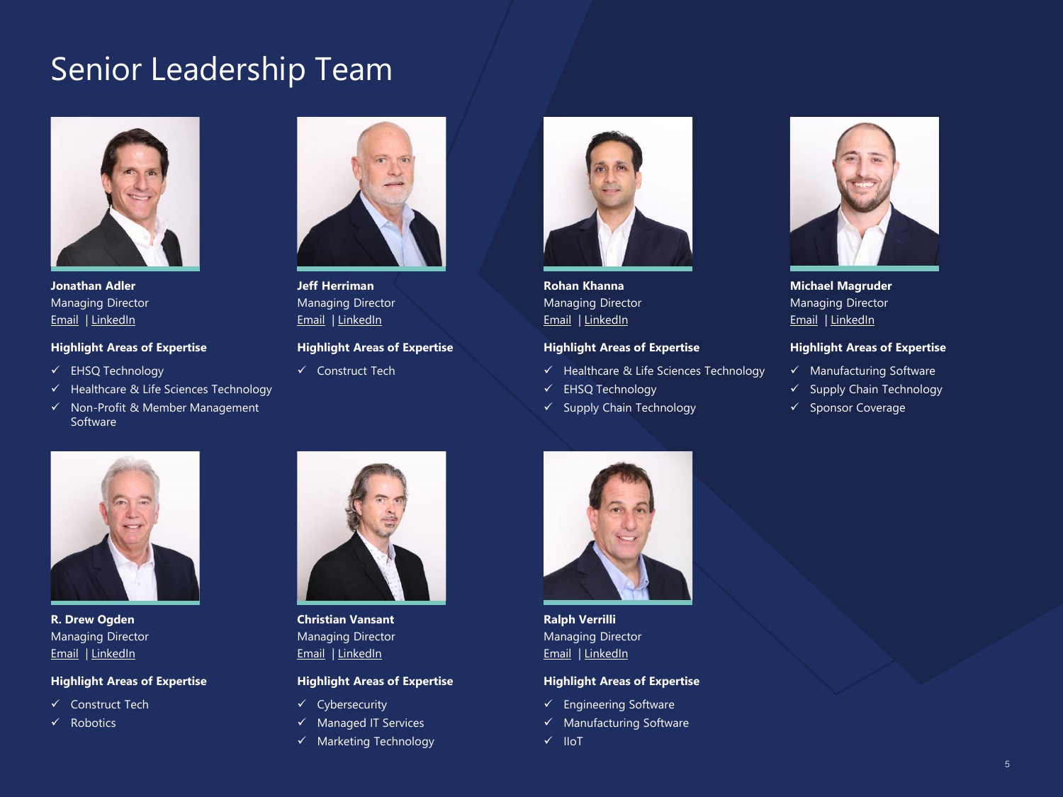# Senior Leadership Team

**Jonathan Adler**
Managing Director
Email | LinkedIn

**Highlight Areas of Expertise**

- ✓ EHSQ Technology
- ✓ Healthcare & Life Sciences Technology
- ✓ Non-Profit & Member Management Software

**Jeff Herriman**
Managing Director
Email | LinkedIn

**Highlight Areas of Expertise**

- ✓ Construct Tech

**Rohan Khanna**
Managing Director
Email | LinkedIn

**Highlight Areas of Expertise**

- ✓ Healthcare & Life Sciences Technology
- ✓ EHSQ Technology
- ✓ Supply Chain Technology

**Michael Magruder**
Managing Director
Email | LinkedIn

**Highlight Areas of Expertise**

- ✓ Manufacturing Software
- ✓ Supply Chain Technology
- ✓ Sponsor Coverage

**R. Drew Ogden**
Managing Director
Email | LinkedIn

**Highlight Areas of Expertise**

- ✓ Construct Tech
- ✓ Robotics

**Christian Vansant**
Managing Director
Email | LinkedIn

**Highlight Areas of Expertise**

- ✓ Cybersecurity
- ✓ Managed IT Services
- ✓ Marketing Technology

**Ralph Verrilli**
Managing Director
Email | LinkedIn

**Highlight Areas of Expertise**

- ✓ Engineering Software
- ✓ Manufacturing Software
- ✓ IIoT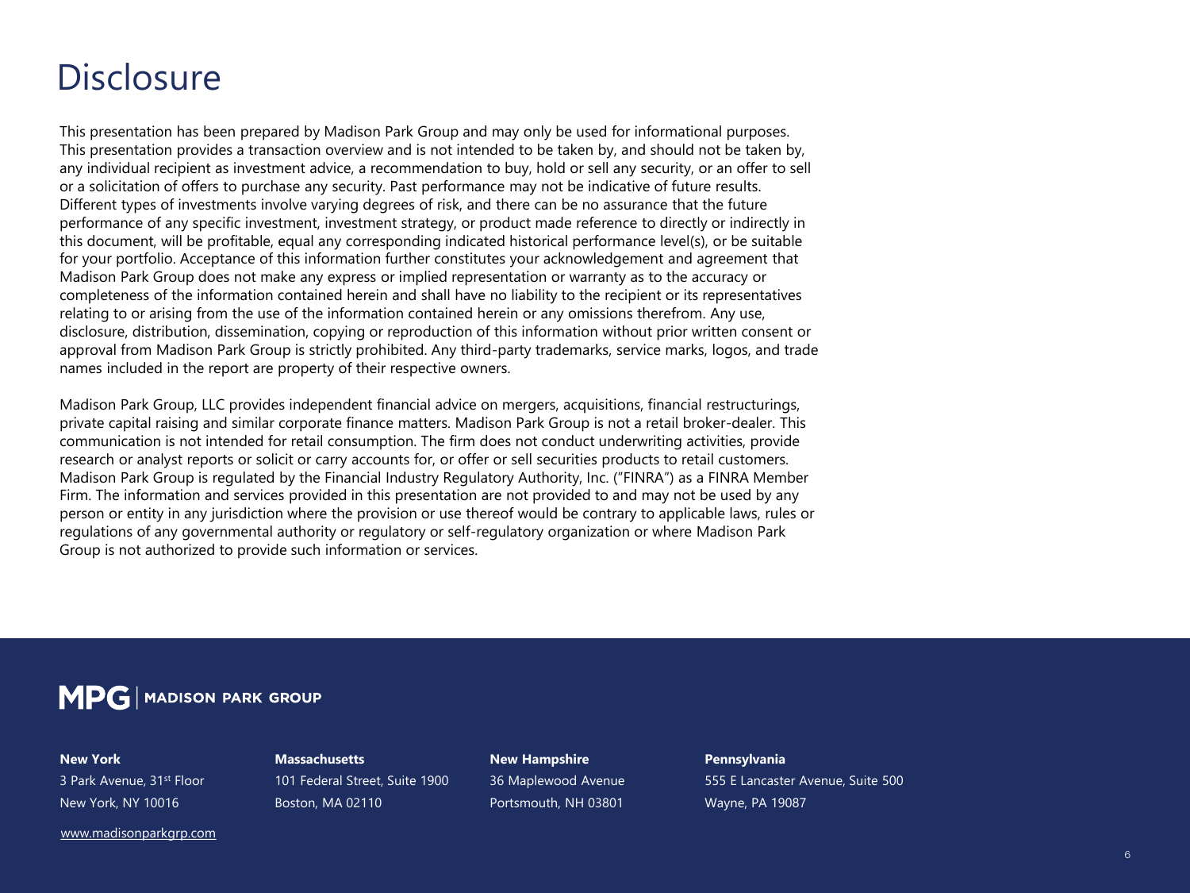# Disclosure

This presentation has been prepared by Madison Park Group and may only be used for informational purposes. This presentation provides a transaction overview and is not intended to be taken by, and should not be taken by, any individual recipient as investment advice, a recommendation to buy, hold or sell any security, or an offer to sell or a solicitation of offers to purchase any security. Past performance may not be indicative of future results. Different types of investments involve varying degrees of risk, and there can be no assurance that the future performance of any specific investment, investment strategy, or product made reference to directly or indirectly in this document, will be profitable, equal any corresponding indicated historical performance level(s), or be suitable for your portfolio. Acceptance of this information further constitutes your acknowledgement and agreement that Madison Park Group does not make any express or implied representation or warranty as to the accuracy or completeness of the information contained herein and shall have no liability to the recipient or its representatives relating to or arising from the use of the information contained herein or any omissions therefrom. Any use, disclosure, distribution, dissemination, copying or reproduction of this information without prior written consent or approval from Madison Park Group is strictly prohibited. Any third-party trademarks, service marks, logos, and trade names included in the report are property of their respective owners.

Madison Park Group, LLC provides independent financial advice on mergers, acquisitions, financial restructurings, private capital raising and similar corporate finance matters. Madison Park Group is not a retail broker-dealer. This communication is not intended for retail consumption. The firm does not conduct underwriting activities, provide research or analyst reports or solicit or carry accounts for, or offer or sell securities products to retail customers. Madison Park Group is regulated by the Financial Industry Regulatory Authority, Inc. ("FINRA") as a FINRA Member Firm. The information and services provided in this presentation are not provided to and may not be used by any person or entity in any jurisdiction where the provision or use thereof would be contrary to applicable laws, rules or regulations of any governmental authority or regulatory or self-regulatory organization or where Madison Park Group is not authorized to provide such information or services.

**MPG | MADISON PARK GROUP**

**New York**
3 Park Avenue, 31st Floor
New York, NY 10016

**Massachusetts**
101 Federal Street, Suite 1900
Boston, MA 02110

**New Hampshire**
36 Maplewood Avenue
Portsmouth, NH 03801

**Pennsylvania**
555 E Lancaster Avenue, Suite 500
Wayne, PA 19087

www.madisonparkgrp.com